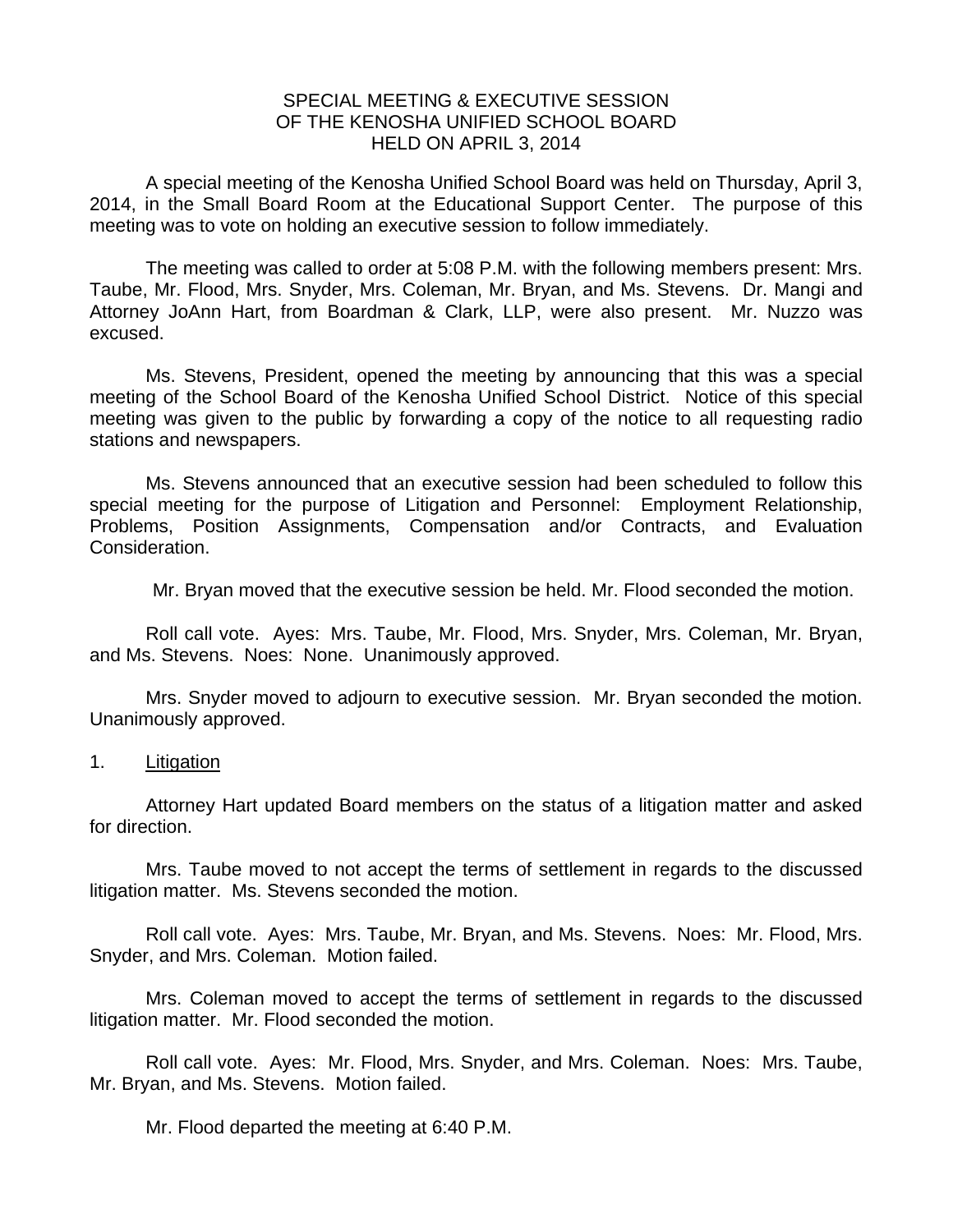# SPECIAL MEETING & EXECUTIVE SESSION
# OF THE KENOSHA UNIFIED SCHOOL BOARD
# HELD ON APRIL 3, 2014

A special meeting of the Kenosha Unified School Board was held on Thursday, April 3, 2014, in the Small Board Room at the Educational Support Center. The purpose of this meeting was to vote on holding an executive session to follow immediately.

The meeting was called to order at 5:08 P.M. with the following members present: Mrs. Taube, Mr. Flood, Mrs. Snyder, Mrs. Coleman, Mr. Bryan, and Ms. Stevens. Dr. Mangi and Attorney JoAnn Hart, from Boardman & Clark, LLP, were also present. Mr. Nuzzo was excused.

Ms. Stevens, President, opened the meeting by announcing that this was a special meeting of the School Board of the Kenosha Unified School District. Notice of this special meeting was given to the public by forwarding a copy of the notice to all requesting radio stations and newspapers.

Ms. Stevens announced that an executive session had been scheduled to follow this special meeting for the purpose of Litigation and Personnel: Employment Relationship, Problems, Position Assignments, Compensation and/or Contracts, and Evaluation Consideration.

Mr. Bryan moved that the executive session be held. Mr. Flood seconded the motion.

Roll call vote. Ayes: Mrs. Taube, Mr. Flood, Mrs. Snyder, Mrs. Coleman, Mr. Bryan, and Ms. Stevens. Noes: None. Unanimously approved.

Mrs. Snyder moved to adjourn to executive session. Mr. Bryan seconded the motion. Unanimously approved.

1. <u>Litigation</u>

Attorney Hart updated Board members on the status of a litigation matter and asked for direction.

Mrs. Taube moved to not accept the terms of settlement in regards to the discussed litigation matter. Ms. Stevens seconded the motion.

Roll call vote. Ayes: Mrs. Taube, Mr. Bryan, and Ms. Stevens. Noes: Mr. Flood, Mrs. Snyder, and Mrs. Coleman. Motion failed.

Mrs. Coleman moved to accept the terms of settlement in regards to the discussed litigation matter. Mr. Flood seconded the motion.

Roll call vote. Ayes: Mr. Flood, Mrs. Snyder, and Mrs. Coleman. Noes: Mrs. Taube, Mr. Bryan, and Ms. Stevens. Motion failed.

Mr. Flood departed the meeting at 6:40 P.M.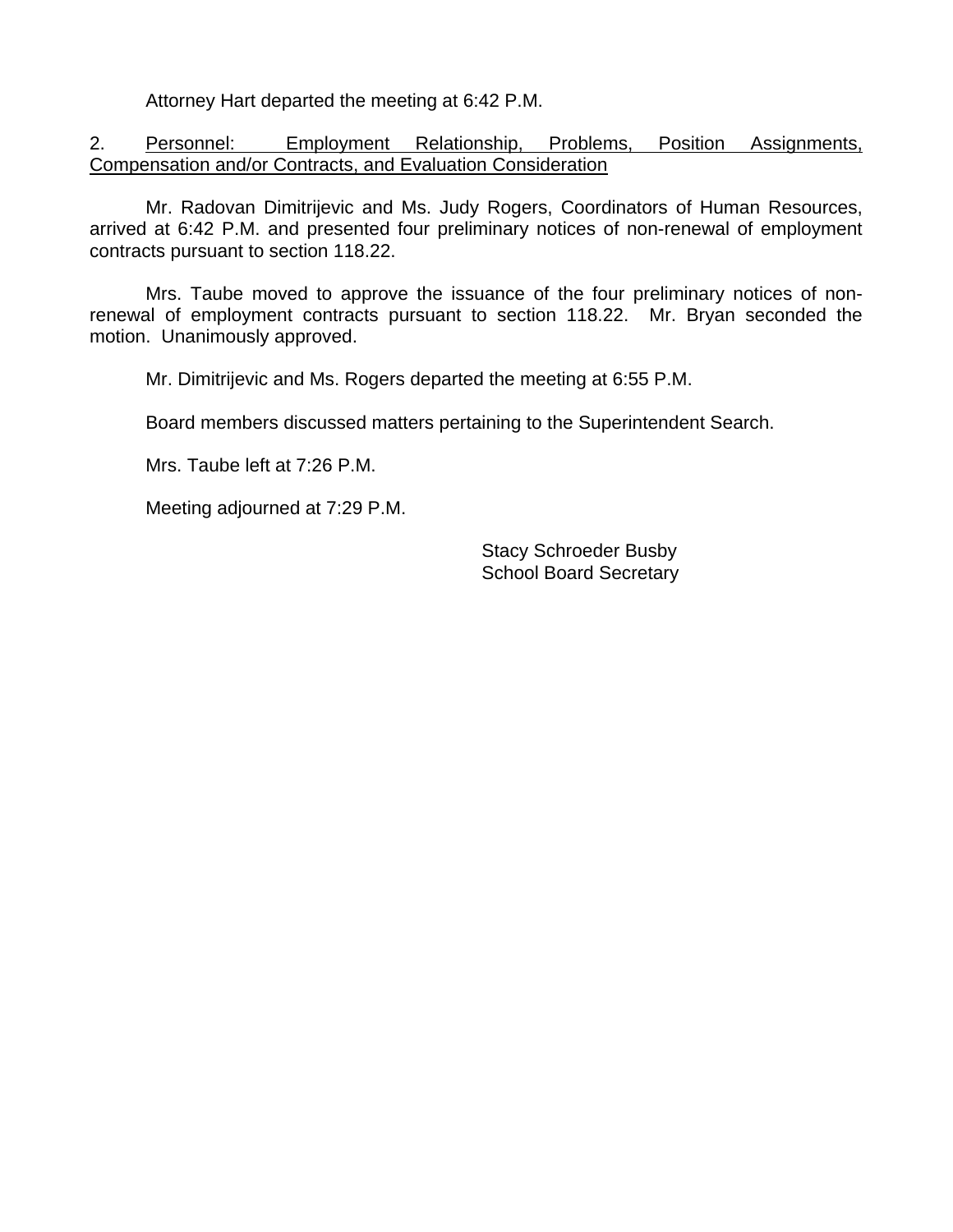Attorney Hart departed the meeting at 6:42 P.M.

2. Personnel: Employment Relationship, Problems, Position Assignments, Compensation and/or Contracts, and Evaluation Consideration

Mr. Radovan Dimitrijevic and Ms. Judy Rogers, Coordinators of Human Resources, arrived at 6:42 P.M. and presented four preliminary notices of non-renewal of employment contracts pursuant to section 118.22.

Mrs. Taube moved to approve the issuance of the four preliminary notices of non-renewal of employment contracts pursuant to section 118.22. Mr. Bryan seconded the motion. Unanimously approved.

Mr. Dimitrijevic and Ms. Rogers departed the meeting at 6:55 P.M.

Board members discussed matters pertaining to the Superintendent Search.

Mrs. Taube left at 7:26 P.M.

Meeting adjourned at 7:29 P.M.

Stacy Schroeder Busby
School Board Secretary